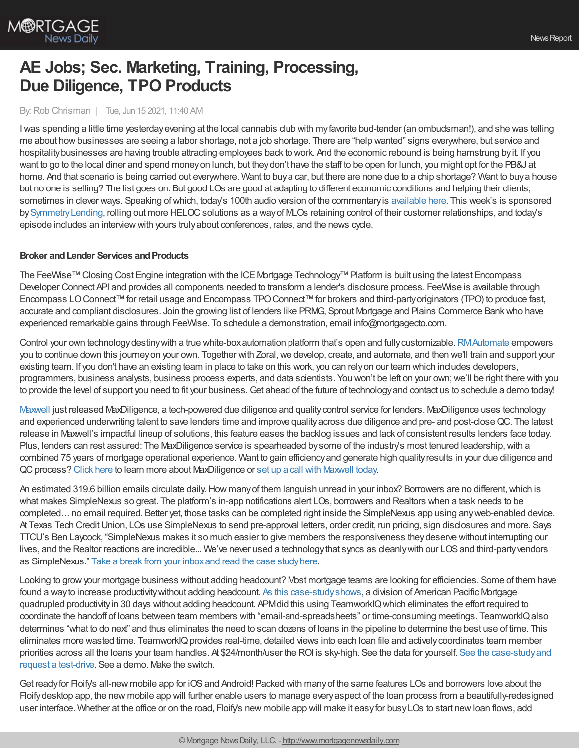# AE Jobs; Sec. Marketing, Training, Processing, Due Diligence, TPO Products

By: Rob Chrisman | Tue, Jun 15 2021, 11:40 AM

I was spending a little time yesterday evening at the local cannabis club with my favorite bud-tender (an ombudsman!), and she was telling me about how businesses are seeing a labor shortage, not a job shortage. There are "help wanted" signs everywhere, but service and hospitality businesses are having trouble attracting employees back to work. And the economic rebound is being hamstrung by it. If you want to go to the local diner and spend money on lunch, but they don't have the staff to be open for lunch, you might opt for the PB&J at home. And that scenario is being carried out everywhere. Want to buy a car, but there are none due to a chip shortage? Want to buy a house but no one is selling? The list goes on. But good LOs are good at adapting to different economic conditions and helping their clients, sometimes in clever ways. Speaking of which, today's 100th audio version of the commentary is available here. This week's is sponsored by Symmetry Lending, rolling out more HELOC solutions as a way of MLOs retaining control of their customer relationships, and today's episode includes an interview with yours truly about conferences, rates, and the news cycle.

**Broker and Lender Services and Products**

The FeeWise™ Closing Cost Engine integration with the ICE Mortgage Technology™ Platform is built using the latest Encompass Developer Connect API and provides all components needed to transform a lender's disclosure process. FeeWise is available through Encompass LO Connect™ for retail usage and Encompass TPO Connect™ for brokers and third-party originators (TPO) to produce fast, accurate and compliant disclosures. Join the growing list of lenders like PRMG, Sprout Mortgage and Plains Commerce Bank who have experienced remarkable gains through FeeWise. To schedule a demonstration, email info@mortgagecto.com.

Control your own technology destiny with a true white-box automation platform that's open and fully customizable. RM Automate empowers you to continue down this journey on your own. Together with Zoral, we develop, create, and automate, and then we'll train and support your existing team. If you don't have an existing team in place to take on this work, you can rely on our team which includes developers, programmers, business analysts, business process experts, and data scientists. You won't be left on your own; we'll be right there with you to provide the level of support you need to fit your business. Get ahead of the future of technology and contact us to schedule a demo today!

Maxwell just released MaxDiligence, a tech-powered due diligence and quality control service for lenders. MaxDiligence uses technology and experienced underwriting talent to save lenders time and improve quality across due diligence and pre- and post-close QC. The latest release in Maxwell's impactful lineup of solutions, this feature eases the backlog issues and lack of consistent results lenders face today. Plus, lenders can rest assured: The MaxDiligence service is spearheaded by some of the industry's most tenured leadership, with a combined 75 years of mortgage operational experience. Want to gain efficiency and generate high quality results in your due diligence and QC process? Click here to learn more about MaxDiligence or set up a call with Maxwell today.

An estimated 319.6 billion emails circulate daily. How many of them languish unread in your inbox? Borrowers are no different, which is what makes SimpleNexus so great. The platform's in-app notifications alert LOs, borrowers and Realtors when a task needs to be completed… no email required. Better yet, those tasks can be completed right inside the SimpleNexus app using any web-enabled device. At Texas Tech Credit Union, LOs use SimpleNexus to send pre-approval letters, order credit, run pricing, sign disclosures and more. Says TTCU's Ben Laycock, "SimpleNexus makes it so much easier to give members the responsiveness they deserve without interrupting our lives, and the Realtor reactions are incredible... We've never used a technology that syncs as cleanly with our LOS and third-party vendors as SimpleNexus." Take a break from your inbox and read the case study here.

Looking to grow your mortgage business without adding headcount? Most mortgage teams are looking for efficiencies. Some of them have found a way to increase productivity without adding headcount. As this case-study shows, a division of American Pacific Mortgage quadrupled productivity in 30 days without adding headcount. APM did this using TeamworkIQ which eliminates the effort required to coordinate the handoff of loans between team members with "email-and-spreadsheets" or time-consuming meetings. TeamworkIQ also determines "what to do next" and thus eliminates the need to scan dozens of loans in the pipeline to determine the best use of time. This eliminates more wasted time. TeamworkIQ provides real-time, detailed views into each loan file and actively coordinates team member priorities across all the loans your team handles. At $24/month/user the ROI is sky-high. See the data for yourself. See the case-study and request a test-drive. See a demo. Make the switch.

Get ready for Floify's all-new mobile app for iOS and Android! Packed with many of the same features LOs and borrowers love about the Floify desktop app, the new mobile app will further enable users to manage every aspect of the loan process from a beautifully-redesigned user interface. Whether at the office or on the road, Floify's new mobile app will make it easy for busy LOs to start new loan flows, add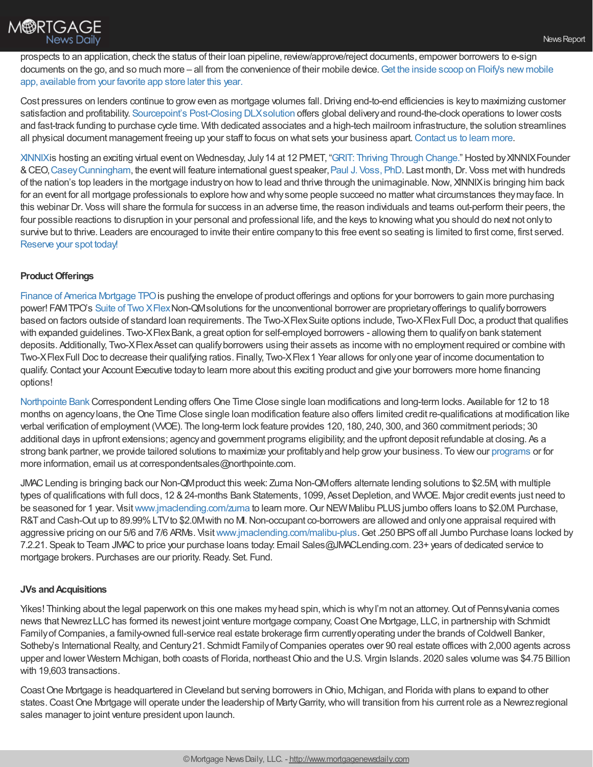prospects to an application, check the status of their loan pipeline, review/approve/reject documents, empower borrowers to e-sign documents on the go, and so much more – all from the convenience of their mobile device. Get the inside scoop on Floify's new mobile app, available from your favorite app store later this year.

Cost pressures on lenders continue to grow even as mortgage volumes fall. Driving end-to-end efficiencies is key to maximizing customer satisfaction and profitability. Sourcepoint's Post-Closing DLX solution offers global delivery and round-the-clock operations to lower costs and fast-track funding to purchase cycle time. With dedicated associates and a high-tech mailroom infrastructure, the solution streamlines all physical document management freeing up your staff to focus on what sets your business apart. Contact us to learn more.

XINNIX is hosting an exciting virtual event on Wednesday, July 14 at 12 PM ET, "GRIT: Thriving Through Change." Hosted by XINNIX Founder & CEO, Casey Cunningham, the event will feature international guest speaker, Paul J. Voss, PhD. Last month, Dr. Voss met with hundreds of the nation's top leaders in the mortgage industry on how to lead and thrive through the unimaginable. Now, XINNIX is bringing him back for an event for all mortgage professionals to explore how and why some people succeed no matter what circumstances they may face. In this webinar Dr. Voss will share the formula for success in an adverse time, the reason individuals and teams out-perform their peers, the four possible reactions to disruption in your personal and professional life, and the keys to knowing what you should do next not only to survive but to thrive. Leaders are encouraged to invite their entire company to this free event so seating is limited to first come, first served. Reserve your spot today!

**Product Offerings**

Finance of America Mortgage TPO is pushing the envelope of product offerings and options for your borrowers to gain more purchasing power! FAM TPO's Suite of Two X Flex Non-QM solutions for the unconventional borrower are proprietary offerings to qualify borrowers based on factors outside of standard loan requirements. The Two-X Flex Suite options include, Two-X Flex Full Doc, a product that qualifies with expanded guidelines. Two-X Flex Bank, a great option for self-employed borrowers - allowing them to qualify on bank statement deposits. Additionally, Two-X Flex Asset can qualify borrowers using their assets as income with no employment required or combine with Two-X Flex Full Doc to decrease their qualifying ratios. Finally, Two-X Flex 1 Year allows for only one year of income documentation to qualify. Contact your Account Executive today to learn more about this exciting product and give your borrowers more home financing options!

Northpointe Bank Correspondent Lending offers One Time Close single loan modifications and long-term locks. Available for 12 to 18 months on agency loans, the One Time Close single loan modification feature also offers limited credit re-qualifications at modification like verbal verification of employment (VVOE). The long-term lock feature provides 120, 180, 240, 300, and 360 commitment periods; 30 additional days in upfront extensions; agency and government programs eligibility; and the upfront deposit refundable at closing. As a strong bank partner, we provide tailored solutions to maximize your profitably and help grow your business. To view our programs or for more information, email us at correspondentsales@northpointe.com.

JMAC Lending is bringing back our Non-QM product this week: Zuma Non-QM offers alternate lending solutions to $2.5M, with multiple types of qualifications with full docs, 12 & 24-months Bank Statements, 1099, Asset Depletion, and WVOE. Major credit events just need to be seasoned for 1 year. Visit www.jmaclending.com/zuma to learn more. Our NEW Malibu PLUS jumbo offers loans to $2.0M. Purchase, R&T and Cash-Out up to 89.99% LTV to $2.0M with no MI. Non-occupant co-borrowers are allowed and only one appraisal required with aggressive pricing on our 5/6 and 7/6 ARMs. Visit www.jmaclending.com/malibu-plus. Get .250 BPS off all Jumbo Purchase loans locked by 7.2.21. Speak to Team JMAC to price your purchase loans today. Email Sales@JMACLending.com. 23+ years of dedicated service to mortgage brokers. Purchases are our priority. Ready. Set. Fund.

**JVs and Acquisitions**

Yikes! Thinking about the legal paperwork on this one makes my head spin, which is why I'm not an attorney. Out of Pennsylvania comes news that Newrez LLC has formed its newest joint venture mortgage company, Coast One Mortgage, LLC, in partnership with Schmidt Family of Companies, a family-owned full-service real estate brokerage firm currently operating under the brands of Coldwell Banker, Sotheby's International Realty, and Century 21. Schmidt Family of Companies operates over 90 real estate offices with 2,000 agents across upper and lower Western Michigan, both coasts of Florida, northeast Ohio and the U.S. Virgin Islands. 2020 sales volume was $4.75 Billion with 19,603 transactions.

Coast One Mortgage is headquartered in Cleveland but serving borrowers in Ohio, Michigan, and Florida with plans to expand to other states. Coast One Mortgage will operate under the leadership of Marty Garrity, who will transition from his current role as a Newrez regional sales manager to joint venture president upon launch.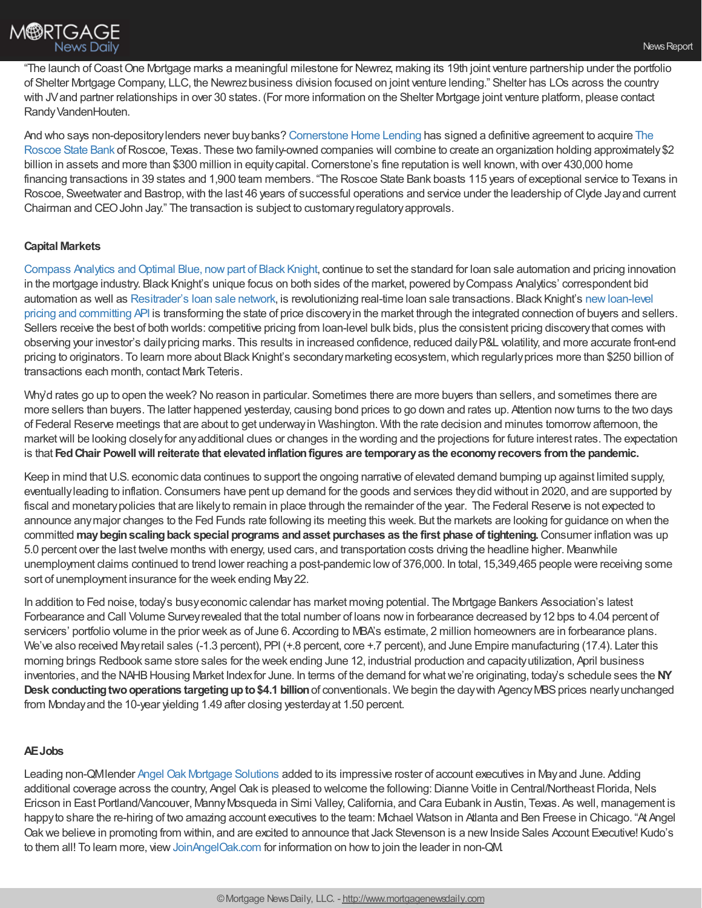"The launch of Coast One Mortgage marks a meaningful milestone for Newrez, making its 19th joint venture partnership under the portfolio of Shelter Mortgage Company, LLC, the Newrez business division focused on joint venture lending." Shelter has LOs across the country with JV and partner relationships in over 30 states. (For more information on the Shelter Mortgage joint venture platform, please contact Randy VandenHouten.

And who says non-depository lenders never buy banks? Cornerstone Home Lending has signed a definitive agreement to acquire The Roscoe State Bank of Roscoe, Texas. These two family-owned companies will combine to create an organization holding approximately $2 billion in assets and more than $300 million in equity capital. Cornerstone's fine reputation is well known, with over 430,000 home financing transactions in 39 states and 1,900 team members. "The Roscoe State Bank boasts 115 years of exceptional service to Texans in Roscoe, Sweetwater and Bastrop, with the last 46 years of successful operations and service under the leadership of Clyde Jay and current Chairman and CEO John Jay." The transaction is subject to customary regulatory approvals.

### Capital Markets

Compass Analytics and Optimal Blue, now part of Black Knight, continue to set the standard for loan sale automation and pricing innovation in the mortgage industry. Black Knight's unique focus on both sides of the market, powered by Compass Analytics' correspondent bid automation as well as Resitrader's loan sale network, is revolutionizing real-time loan sale transactions. Black Knight's new loan-level pricing and committing API is transforming the state of price discovery in the market through the integrated connection of buyers and sellers. Sellers receive the best of both worlds: competitive pricing from loan-level bulk bids, plus the consistent pricing discovery that comes with observing your investor's daily pricing marks. This results in increased confidence, reduced daily P&L volatility, and more accurate front-end pricing to originators. To learn more about Black Knight's secondary marketing ecosystem, which regularly prices more than $250 billion of transactions each month, contact Mark Teteris.

Why'd rates go up to open the week? No reason in particular. Sometimes there are more buyers than sellers, and sometimes there are more sellers than buyers. The latter happened yesterday, causing bond prices to go down and rates up. Attention now turns to the two days of Federal Reserve meetings that are about to get underway in Washington. With the rate decision and minutes tomorrow afternoon, the market will be looking closely for any additional clues or changes in the wording and the projections for future interest rates. The expectation is that **Fed Chair Powell will reiterate that elevated inflation figures are temporary as the economy recovers from the pandemic.**

Keep in mind that U.S. economic data continues to support the ongoing narrative of elevated demand bumping up against limited supply, eventually leading to inflation. Consumers have pent up demand for the goods and services they did without in 2020, and are supported by fiscal and monetary policies that are likely to remain in place through the remainder of the year. The Federal Reserve is not expected to announce any major changes to the Fed Funds rate following its meeting this week. But the markets are looking for guidance on when the committed **may begin scaling back special programs and asset purchases as the first phase of tightening.** Consumer inflation was up 5.0 percent over the last twelve months with energy, used cars, and transportation costs driving the headline higher. Meanwhile unemployment claims continued to trend lower reaching a post-pandemic low of 376,000. In total, 15,349,465 people were receiving some sort of unemployment insurance for the week ending May 22.

In addition to Fed noise, today's busy economic calendar has market moving potential. The Mortgage Bankers Association's latest Forbearance and Call Volume Survey revealed that the total number of loans now in forbearance decreased by 12 bps to 4.04 percent of servicers' portfolio volume in the prior week as of June 6. According to MBA's estimate, 2 million homeowners are in forbearance plans. We've also received May retail sales (-1.3 percent), PPI (+.8 percent, core +.7 percent), and June Empire manufacturing (17.4). Later this morning brings Redbook same store sales for the week ending June 12, industrial production and capacity utilization, April business inventories, and the NAHB Housing Market Index for June. In terms of the demand for what we're originating, today's schedule sees the **NY Desk conducting two operations targeting up to $4.1 billion** of conventionals. We begin the day with Agency MBS prices nearly unchanged from Monday and the 10-year yielding 1.49 after closing yesterday at 1.50 percent.

### AE Jobs

Leading non-QM lender Angel Oak Mortgage Solutions added to its impressive roster of account executives in May and June. Adding additional coverage across the country, Angel Oak is pleased to welcome the following: Dianne Voitle in Central/Northeast Florida, Nels Ericson in East Portland/Vancouver, Manny Mosqueda in Simi Valley, California, and Cara Eubank in Austin, Texas. As well, management is happy to share the re-hiring of two amazing account executives to the team: Michael Watson in Atlanta and Ben Freese in Chicago. "At Angel Oak we believe in promoting from within, and are excited to announce that Jack Stevenson is a new Inside Sales Account Executive! Kudo's to them all! To learn more, view JoinAngelOak.com for information on how to join the leader in non-QM.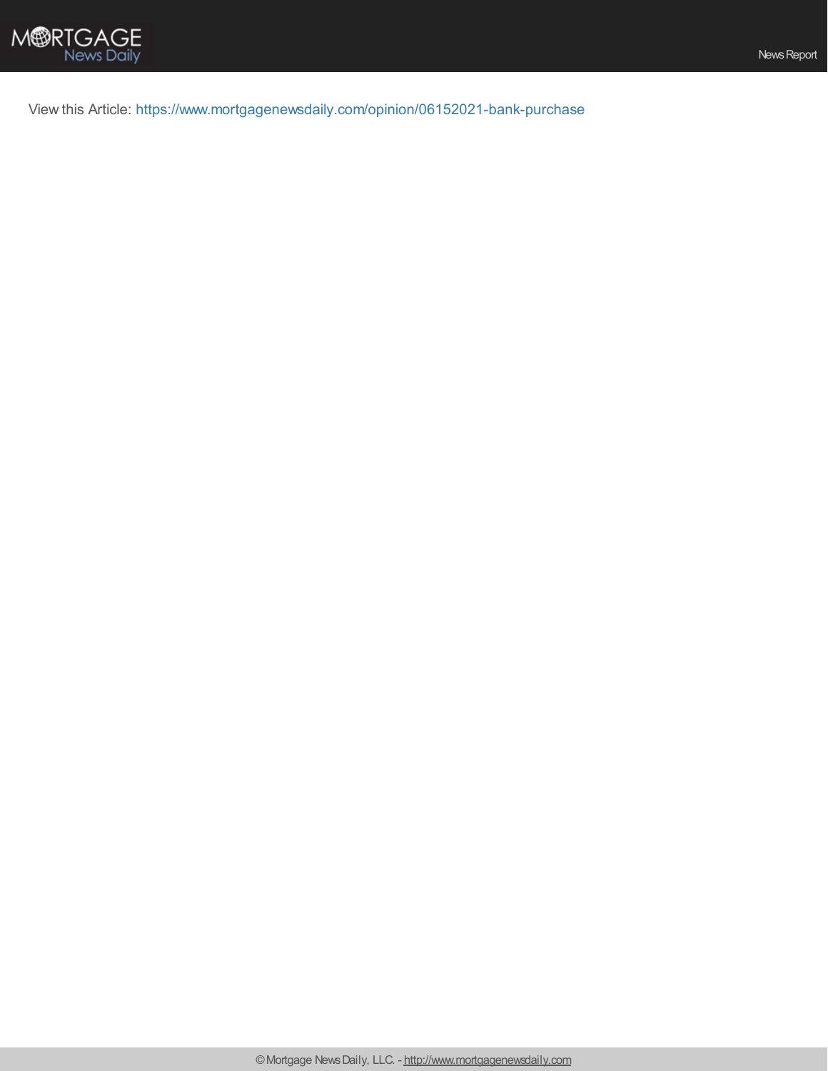View this Article: https://www.mortgagenewsdaily.com/opinion/06152021-bank-purchase